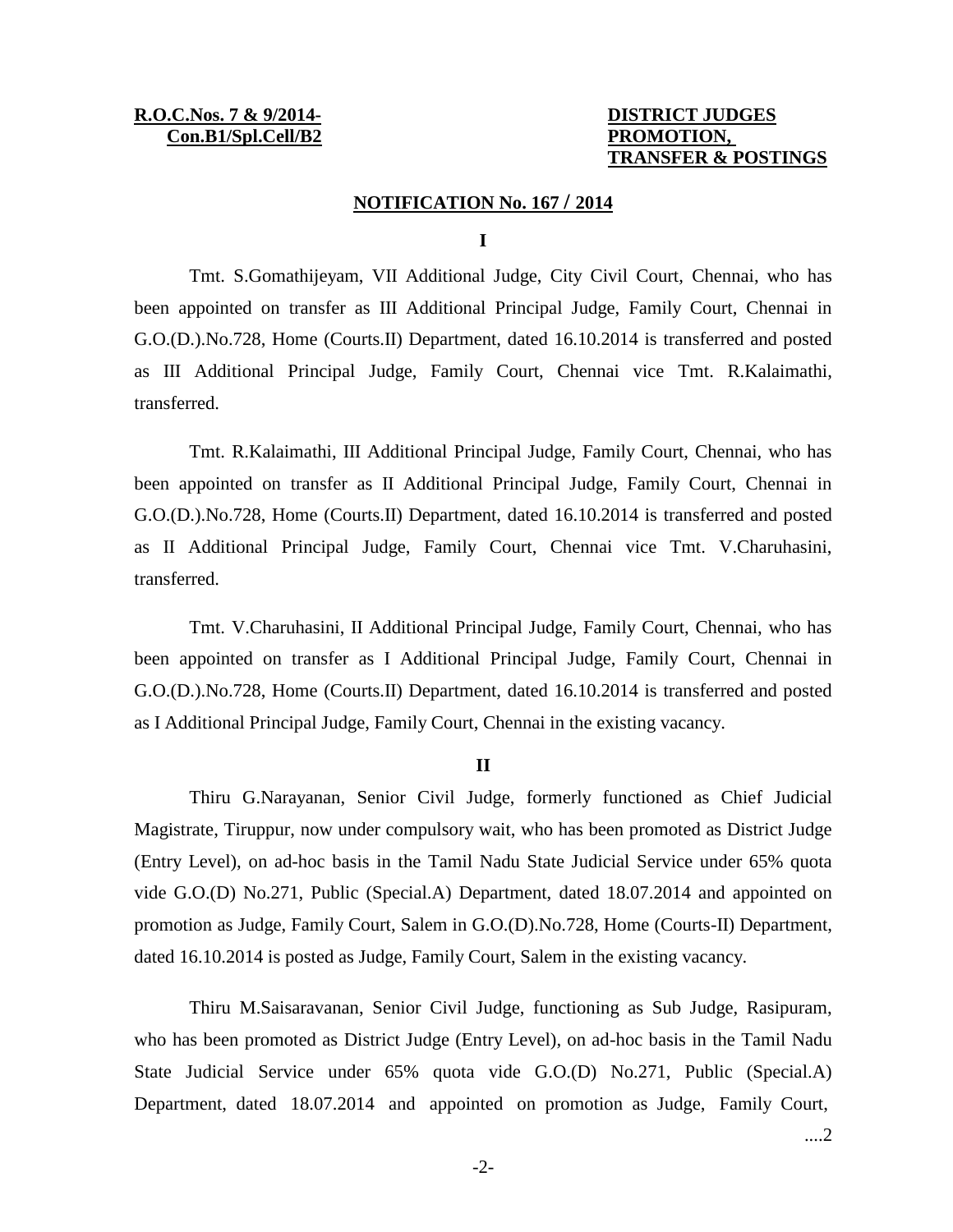**R.O.C.Nos. 7 & 9/2014-**
**Con.B1/Spl.Cell/B2**

**DISTRICT JUDGES**
**PROMOTION,**
**TRANSFER & POSTINGS**

## NOTIFICATION No. 167 / 2014

### I

Tmt. S.Gomathijeyam, VII Additional Judge, City Civil Court, Chennai, who has been appointed on transfer as III Additional Principal Judge, Family Court, Chennai in G.O.(D.).No.728, Home (Courts.II) Department, dated 16.10.2014 is transferred and posted as III Additional Principal Judge, Family Court, Chennai vice Tmt. R.Kalaimathi, transferred.

Tmt. R.Kalaimathi, III Additional Principal Judge, Family Court, Chennai, who has been appointed on transfer as II Additional Principal Judge, Family Court, Chennai in G.O.(D.).No.728, Home (Courts.II) Department, dated 16.10.2014 is transferred and posted as II Additional Principal Judge, Family Court, Chennai vice Tmt. V.Charuhasini, transferred.

Tmt. V.Charuhasini, II Additional Principal Judge, Family Court, Chennai, who has been appointed on transfer as I Additional Principal Judge, Family Court, Chennai in G.O.(D.).No.728, Home (Courts.II) Department, dated 16.10.2014 is transferred and posted as I Additional Principal Judge, Family Court, Chennai in the existing vacancy.

### II

Thiru G.Narayanan, Senior Civil Judge, formerly functioned as Chief Judicial Magistrate, Tiruppur, now under compulsory wait, who has been promoted as District Judge (Entry Level), on ad-hoc basis in the Tamil Nadu State Judicial Service under 65% quota vide G.O.(D) No.271, Public (Special.A) Department, dated 18.07.2014 and appointed on promotion as Judge, Family Court, Salem in G.O.(D).No.728, Home (Courts-II) Department, dated 16.10.2014 is posted as Judge, Family Court, Salem in the existing vacancy.

Thiru M.Saisaravanan, Senior Civil Judge, functioning as Sub Judge, Rasipuram, who has been promoted as District Judge (Entry Level), on ad-hoc basis in the Tamil Nadu State Judicial Service under 65% quota vide G.O.(D) No.271, Public (Special.A) Department, dated 18.07.2014 and appointed on promotion as Judge, Family Court,

....2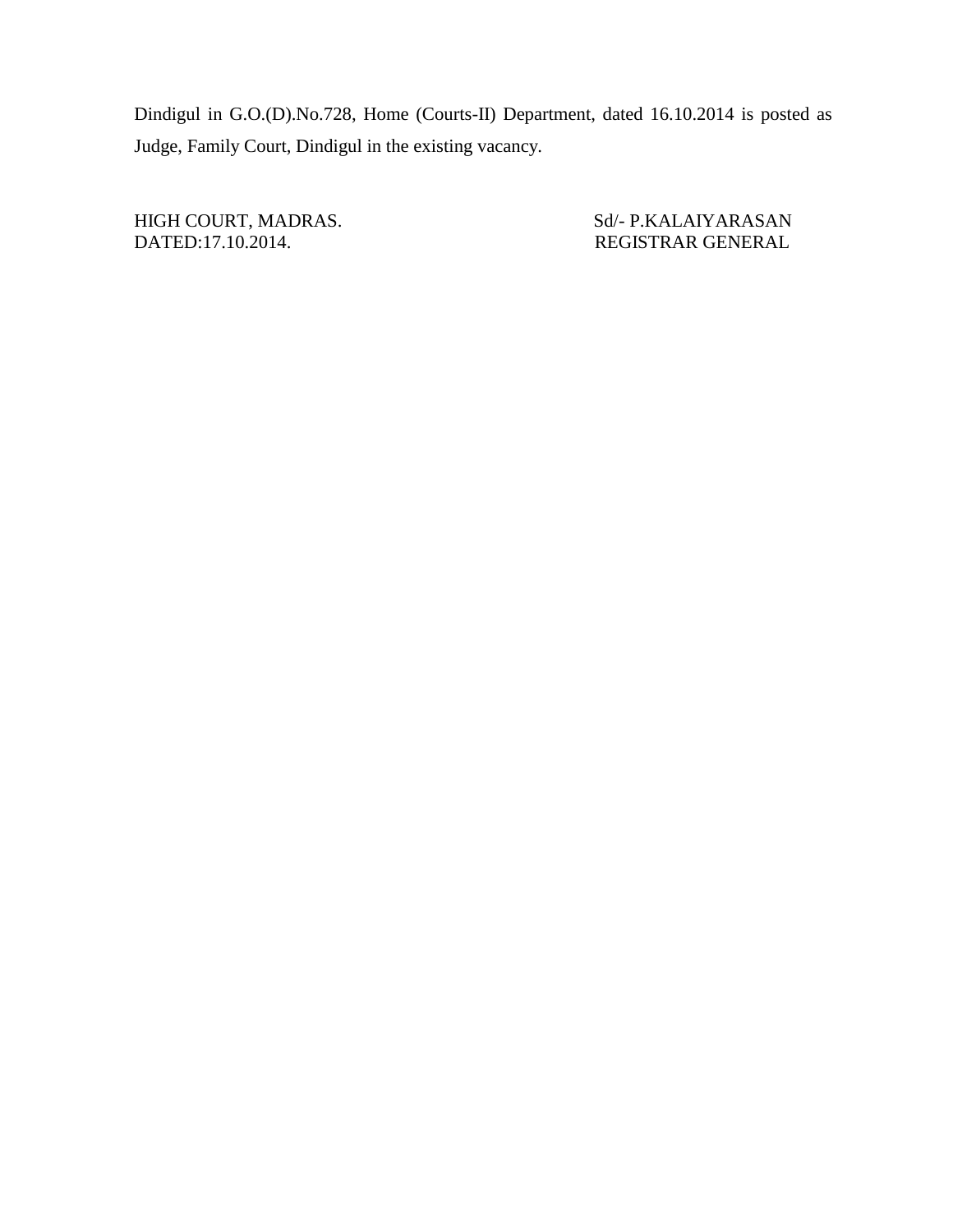Dindigul in G.O.(D).No.728, Home (Courts-II) Department, dated 16.10.2014 is posted as Judge, Family Court, Dindigul in the existing vacancy.

HIGH COURT, MADRAS.
DATED:17.10.2014.

Sd/- P.KALAIYARASAN
REGISTRAR GENERAL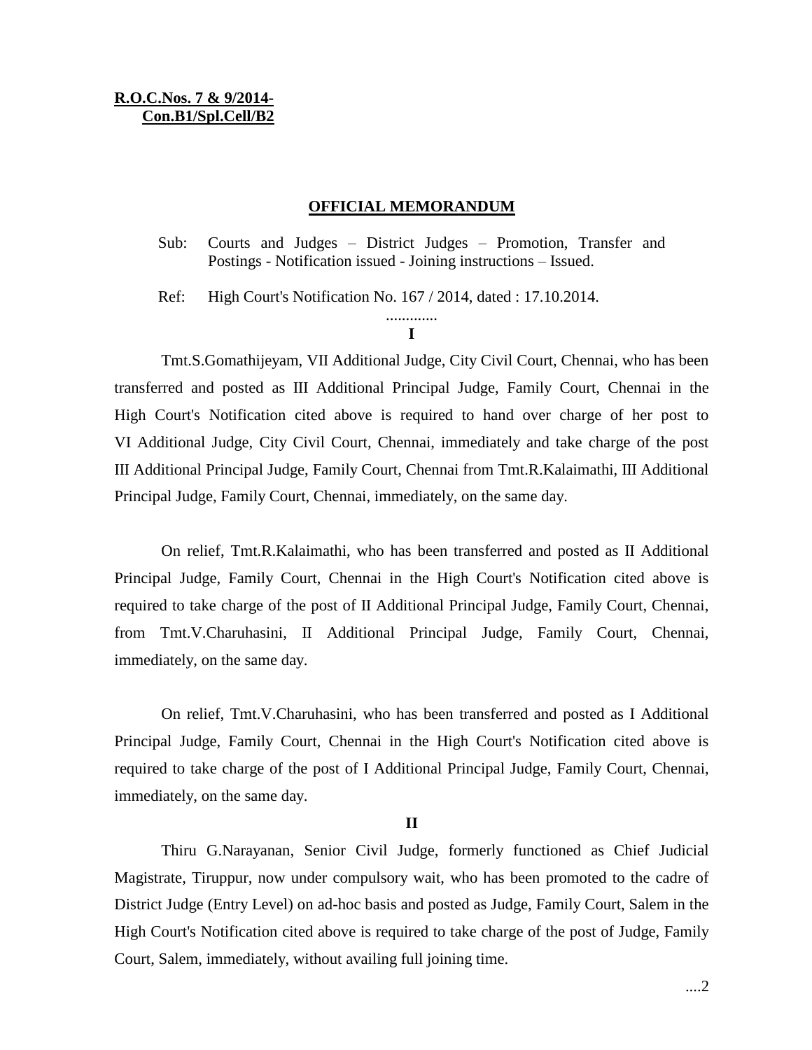**R.O.C.Nos. 7 & 9/2014-**
**Con.B1/Spl.Cell/B2**

## OFFICIAL MEMORANDUM

Sub: Courts and Judges – District Judges – Promotion, Transfer and Postings - Notification issued - Joining instructions – Issued.

Ref: High Court's Notification No. 167 / 2014, dated : 17.10.2014.

.............

**I**

Tmt.S.Gomathijeyam, VII Additional Judge, City Civil Court, Chennai, who has been transferred and posted as III Additional Principal Judge, Family Court, Chennai in the High Court's Notification cited above is required to hand over charge of her post to VI Additional Judge, City Civil Court, Chennai, immediately and take charge of the post III Additional Principal Judge, Family Court, Chennai from Tmt.R.Kalaimathi, III Additional Principal Judge, Family Court, Chennai, immediately, on the same day.

On relief, Tmt.R.Kalaimathi, who has been transferred and posted as II Additional Principal Judge, Family Court, Chennai in the High Court's Notification cited above is required to take charge of the post of II Additional Principal Judge, Family Court, Chennai, from Tmt.V.Charuhasini, II Additional Principal Judge, Family Court, Chennai, immediately, on the same day.

On relief, Tmt.V.Charuhasini, who has been transferred and posted as I Additional Principal Judge, Family Court, Chennai in the High Court's Notification cited above is required to take charge of the post of I Additional Principal Judge, Family Court, Chennai, immediately, on the same day.

**II**

Thiru G.Narayanan, Senior Civil Judge, formerly functioned as Chief Judicial Magistrate, Tiruppur, now under compulsory wait, who has been promoted to the cadre of District Judge (Entry Level) on ad-hoc basis and posted as Judge, Family Court, Salem in the High Court's Notification cited above is required to take charge of the post of Judge, Family Court, Salem, immediately, without availing full joining time.

....2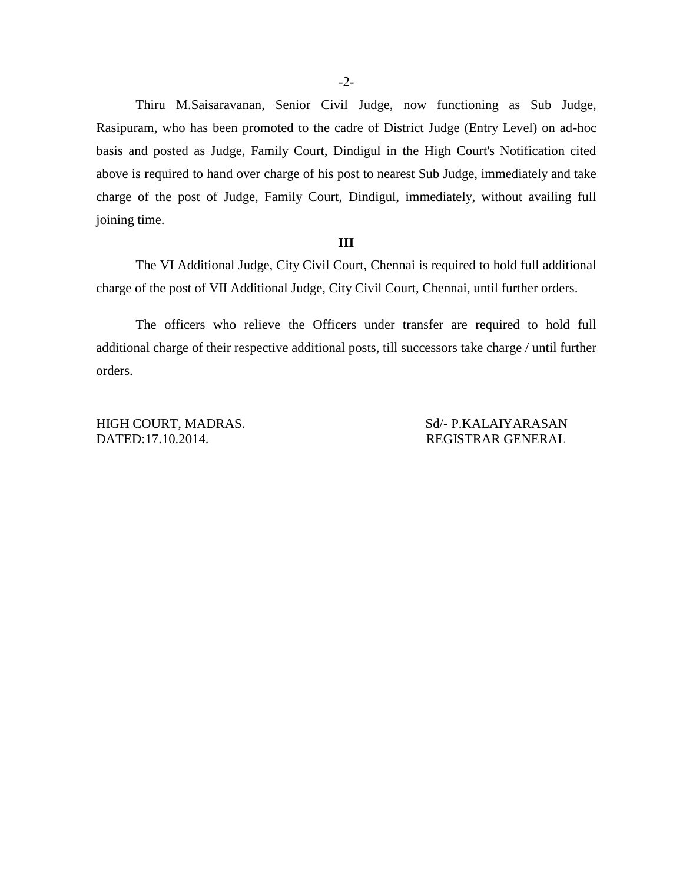Thiru M.Saisaravanan, Senior Civil Judge, now functioning as Sub Judge, Rasipuram, who has been promoted to the cadre of District Judge (Entry Level) on ad-hoc basis and posted as Judge, Family Court, Dindigul in the High Court's Notification cited above is required to hand over charge of his post to nearest Sub Judge, immediately and take charge of the post of Judge, Family Court, Dindigul, immediately, without availing full joining time.

**III**

The VI Additional Judge, City Civil Court, Chennai is required to hold full additional charge of the post of VII Additional Judge, City Civil Court, Chennai, until further orders.

The officers who relieve the Officers under transfer are required to hold full additional charge of their respective additional posts, till successors take charge / until further orders.

HIGH COURT, MADRAS.
DATED:17.10.2014.

Sd/- P.KALAIYARASAN
REGISTRAR GENERAL